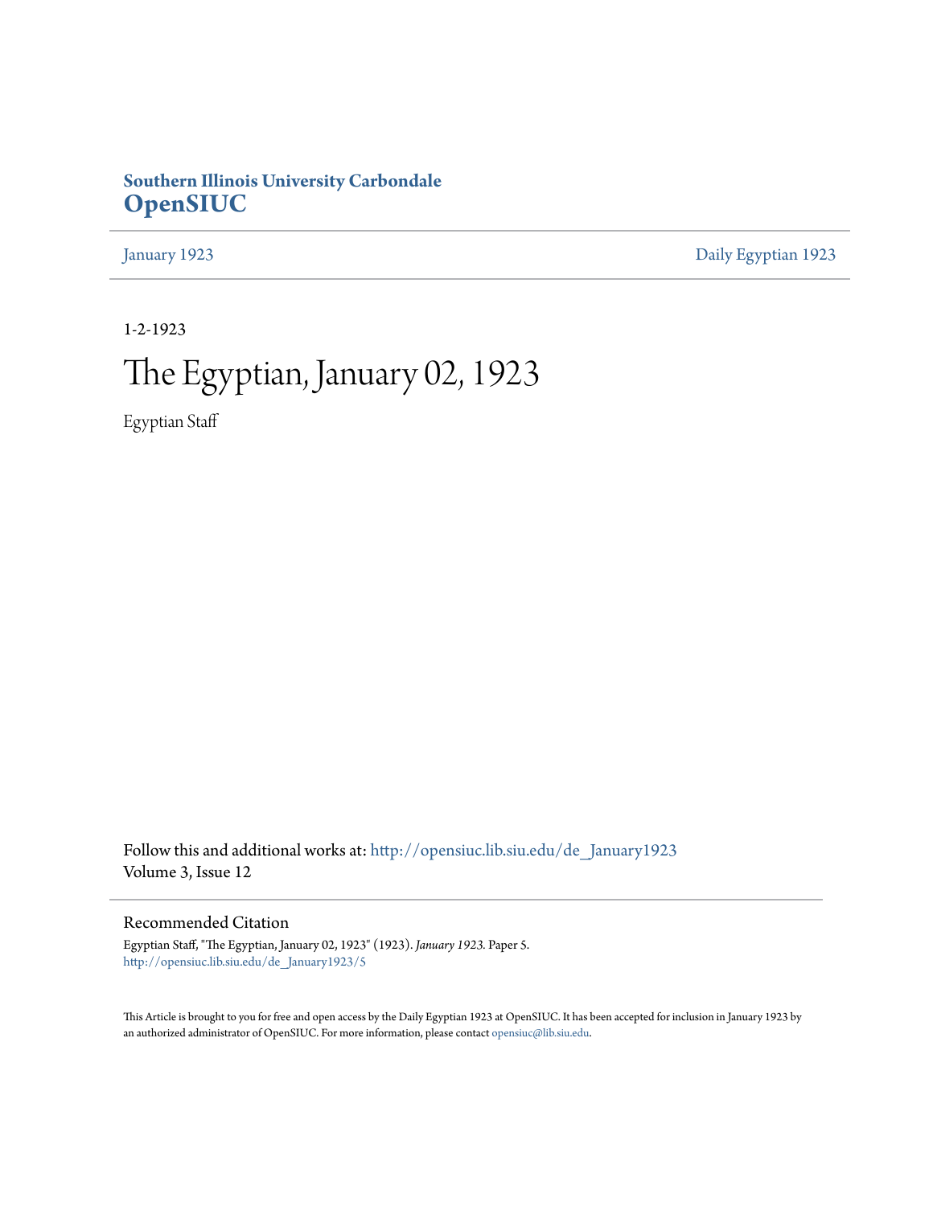**Southern Illinois University Carbondale**
**OpenSIUC**

January 1923 | Daily Egyptian 1923

---

1-2-1923

# The Egyptian, January 02, 1923

Egyptian Staff

Follow this and additional works at: http://opensiuc.lib.siu.edu/de_January1923
Volume 3, Issue 12

---

## Recommended Citation

Egyptian Staff, "The Egyptian, January 02, 1923" (1923). *January 1923.* Paper 5.
http://opensiuc.lib.siu.edu/de_January1923/5

This Article is brought to you for free and open access by the Daily Egyptian 1923 at OpenSIUC. It has been accepted for inclusion in January 1923 by an authorized administrator of OpenSIUC. For more information, please contact opensiuc@lib.siu.edu.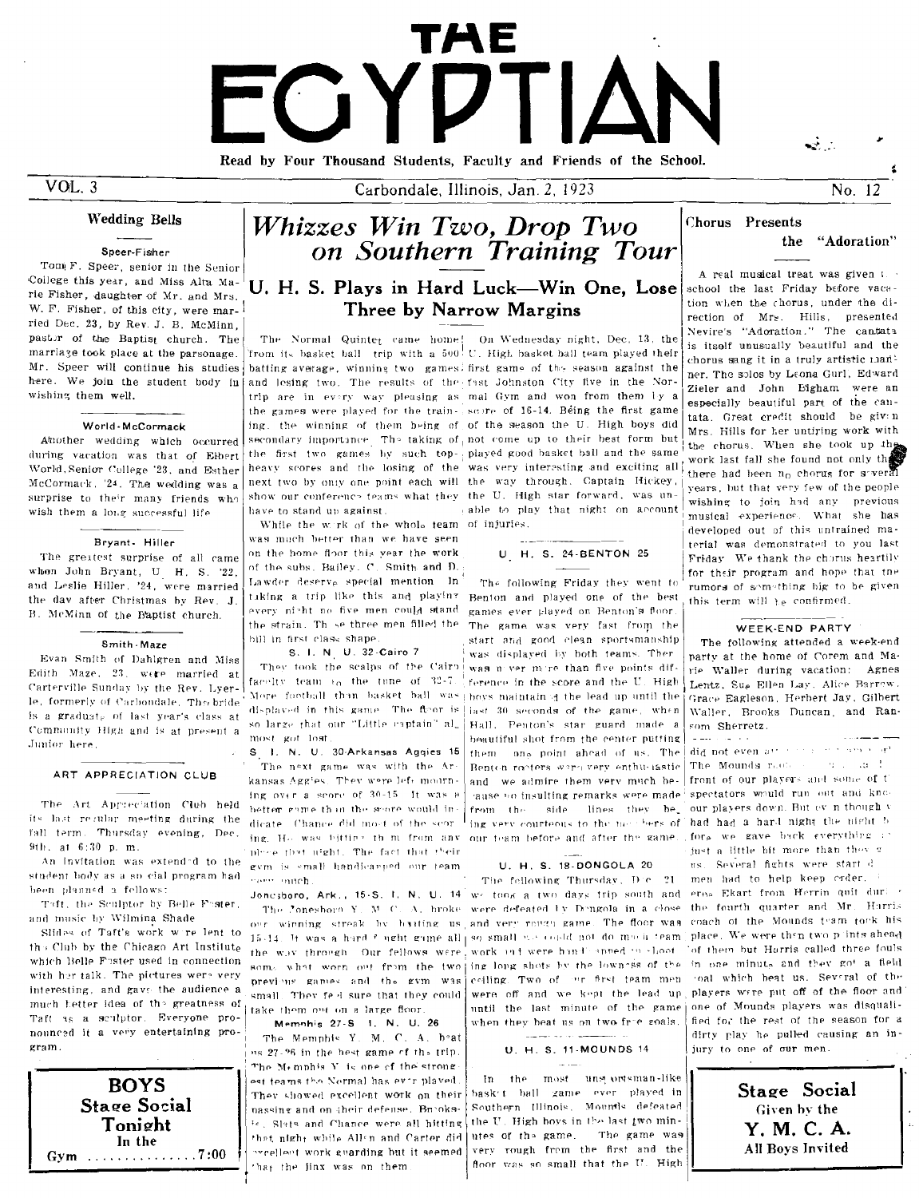# THE EGYPTIAN

Read by Four Thousand Students, Faculty and Friends of the School.

VOL. 3 — Carbondale, Illinois, Jan. 2, 1923 — No. 12

## Wedding Bells

### Speer-Fisher

Tom F. Speer, senior in the Senior College this year, and Miss Alta Marie Fisher, daughter of Mr. and Mrs. W. F. Fisher, of this city, were married Dec. 23, by Rev. J. B. McMinn, pastor of the Baptist church. The marriage took place at the parsonage. Mr. Speer will continue his studies here. We join the student body in wishing them well.

### World-McCormack

Another wedding which occurred during vacation was that of Elbert World, Senior College '23, and Esther McCormack, '24. The wedding was a surprise to their many friends who wish them a long successful life.

### Bryant- Hiller

The greatest surprise of all came when John Bryant, U. H. S. '22, and Leslie Hiller, '24, were married the day after Christmas by Rev. J. B. McMinn of the Baptist church.

### Smith-Maze

Evan Smith of Dahlgren and Miss Edith Maze, 23, were married at Carterville Sunday by the Rev. Lyerle, formerly of Carbondale. The bride is a graduate of last year's class at Community High and is at present a Junior here.

## ART APPRECIATION CLUB

The Art Appreciation Club held its last regular meeting during the fall term Thursday evening, Dec. 9th, at 6:30 p. m.

An invitation was extended to the student body as a social program had been planned as follows:

Taft, the Sculptor by Belle Foster, and music by Wilmina Shade

Slides of Taft's work were lent to the Club by the Chicago Art Institute which Belle Foster used in connection with her talk. The pictures were very interesting, and gave the audience a much better idea of the greatness of Taft as a sculptor. Everyone pronounced it a very entertaining program.

**BOYS**
**Stage Social**
**Tonight**
In the
Gym .............. 7:00

# *Whizzes Win Two, Drop Two on Southern Training Tour*

## U. H. S. Plays in Hard Luck—Win One, Lose Three by Narrow Margins

The Normal Quintet came home from its basket ball trip with a 500 batting average, winning two games and losing two. The results of the trip are in every way pleasing as the games were played for the training, the winning of them being of secondary importance. The taking of the first two games by such top-heavy scores and the losing of the next two by only one point each will show our conference teams what they have to stand up against.

While the work of the whole team was much better than we have seen on the home floor this year the work of the subs, Bailey, C. Smith and D. Lawder deserve special mention. In taking a trip like this and playing every night no five men could stand the strain. These three men filled the bill in first class shape.

### S. I. N. U. 32-Cairo 7

They took the scalps of the Cairo faculty team to the tune of 32-7. More football than basket ball was displayed in this game. The floor is so large that our "Little captain" almost got lost.

### S. I. N. U. 30-Arkansas Aggies 15

The next game was with the Arkansas Aggies. They were left mourning over a score of 30-15. It was a better game than the score would indicate. Chance did most of the scoring. He was hitting them from any place that night. The fact that their gym is small handicapped our team very much.

### Jonesboro, Ark., 15-S. I. N. U. 14

The Jonesboro Y. M. C. A. broke our winning streak by beating us 15-14. It was a hard fought game all the way through. Our fellows were somewhat worn out from the two previous games and the gym was small. They feel sure that they could take them out on a large floor.

### Memphis 27-S. I. N. U. 26

The Memphis Y. M. C. A. beat us 27-26 in the best game of the trip. The Memphis Y is one of the strongest teams the Normal has ever played. They showed excellent work on their passing and on their defense. Brooksie, Slats and Chance were all hitting that night while Allen and Carter did excellent work guarding but it seemed that the jinx was on them.

On Wednesday night, Dec. 13, the U. High basket ball team played their first game of the season against the fast Johnston City five in the Normal Gym and won from them by a score of 16-14. Being the first game of the season the U. High boys did not come up to their best form but played good basket ball and the same was very interesting and exciting all the way through. Captain Hickey, the U. High star forward, was unable to play that night on account of injuries.

### U. H. S. 24-BENTON 25

The following Friday they went to Benton and played one of the best games ever played on Benton's floor. The game was very fast from the start and good clean sportsmanship was displayed by both teams. There was never more than five points difference in the score and the U. High boys maintained the lead up until the last 30 seconds of the game, when Hall, Benton's star guard made a beautiful shot from the center putting them one point ahead of us. The Benton rooters were very enthusiastic and we admire them very much because no insulting remarks were made from the side lines they being very courteous to the members of our team before and after the game.

### U. H. S. 18-DONGOLA 20

The following Thursday, Dec. 21 we took a two days trip south and were defeated by Dongola in a close and very rough game. The floor was so small we could not do much team work and were handicapped to shoot long shots by the lowness of the ceiling. Two of our first team men were off and we kept the lead up until the last minute of the game when they beat us on two free goals.

### U. H. S. 11-MOUNDS 14

In the most unsportsman-like basket ball game ever played in Southern Illinois, Mounds defeated the U. High boys in the last two minutes of the game. The game was very rough from the first and the floor was so small that the U. High did not even ... The Mounds ... front of our players and some of the spectators would run out and knock our players down. But even though we had had a hard night the night before, we gave back everything ... just a little bit more than they ... us. Several fights were started ... men had to help keep order. ... eros Ekart from Herrin quit during the fourth quarter and Mr. Harris coach of the Mounds team took his place. We were then two points ahead of them but Harris called three fouls in one minute and they got a field goal which beat us. Several of the players were put off of the floor and one of Mounds players was disqualified for the rest of the season for a dirty play he pulled causing an injury to one of our men.

## Chorus Presents the "Adoration"

A real musical treat was given the school the last Friday before vacation when the chorus, under the direction of Mrs. Hills, presented Nevire's "Adoration." The cantata is itself unusually beautiful and the chorus sang it in a truly artistic manner. The solos by Leona Gurl, Edward Zieler and John Bigham were an especially beautiful part of the cantata. Great credit should be given Mrs. Hills for her untiring work with the chorus. When she took up the work last fall she found not only that there had been no chorus for several years, but that very few of the people wishing to join had any previous musical experience. What she has developed out of this untrained material was demonstrated to you last Friday. We thank the chorus heartily for their program and hope that the rumors of something big to be given this term will be confirmed.

## WEEK-END PARTY

The following attended a week-end party at the home of Corem and Marie Waller during vacation: Agnes Lentz, Sue Ellen Lay, Alice Barrow, Grace Eagleson, Herbert Jay, Gilbert Waller, Brooks Duncan, and Ransom Sherretz.

**Stage Social**
Given by the
**Y. M. C. A.**
All Boys Invited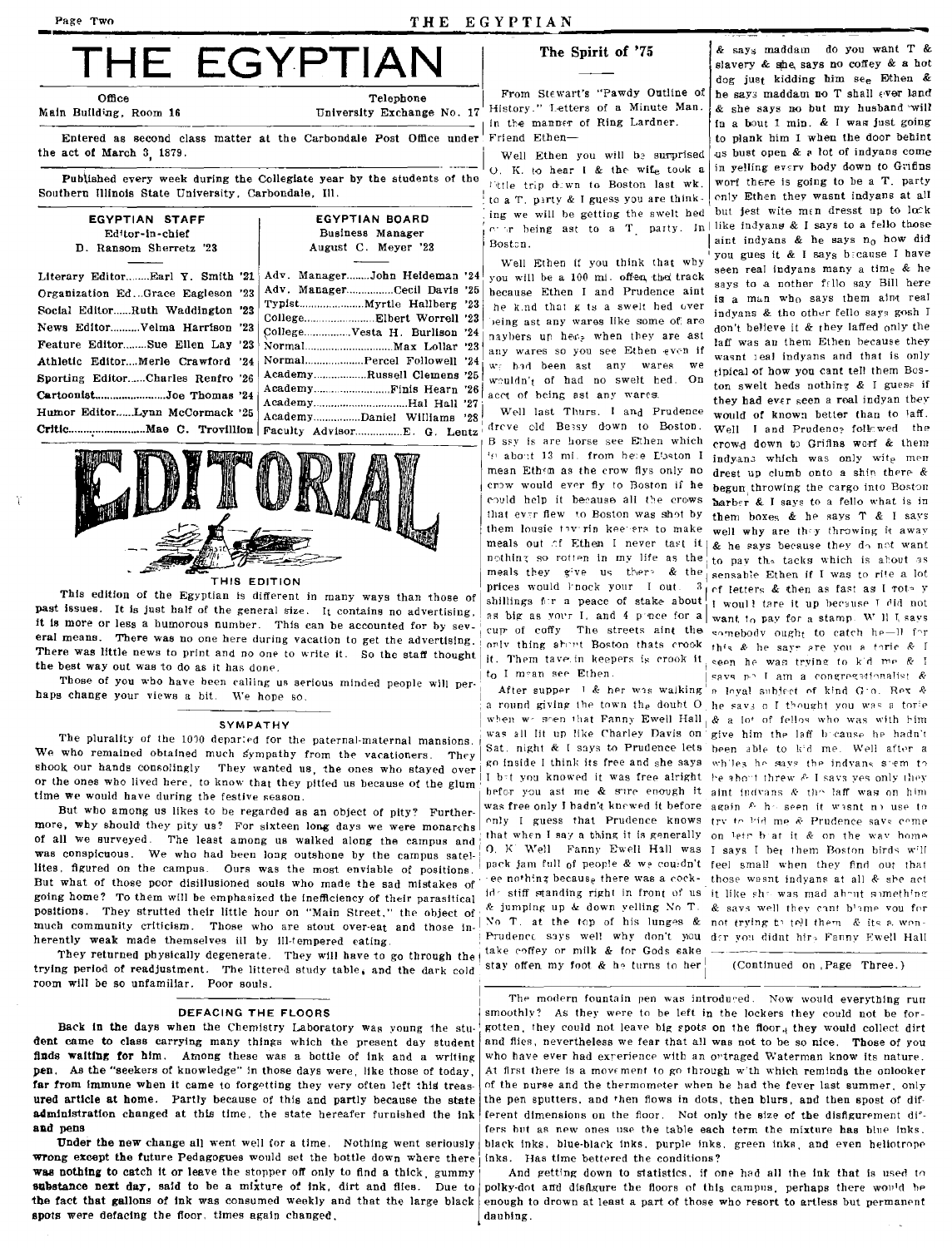# THE EGYPTIAN

| Office | Telephone |
|---|---|
| Main Building, Room 16 | University Exchange No. 17 |

Entered as second class matter at the Carbondale Post Office under the act of March 3, 1879.

Published every week during the Collegiate year by the students of the Southern Illinois State University, Carbondale, Ill.

| EGYPTIAN STAFF | | EGYPTIAN BOARD | |
|---|---|---|---|
| Editor-in-chief | D. Ransom Sherretz '23 | Business Manager | August C. Meyer '23 |
| Literary Editor | Earl Y. Smith '21 | Adv. Manager | John Heideman '24 |
| Organization Ed. | Grace Eagleson '23 | Adv. Manager | Cecil Davis '25 |
| Social Editor | Ruth Waddington '23 | Typist | Myrtle Hallberg '23 |
| News Editor | Velma Harrison '23 | College | Elbert Worrell '23 |
| Feature Editor | Sue Ellen Lay '23 | College | Vesta H. Burlison '24 |
| Athletic Editor | Merle Crawford '24 | Normal | Max Lollar '23 |
| Sporting Editor | Charles Renfro '26 | Normal | Percel Followell '24 |
| Cartoonist | Joe Thomas '24 | Academy | Russell Clemens '25 |
| Humor Editor | Lynn McCormack '25 | Academy | Finis Hearn '26 |
| Critic | Mae C. Trovillion | Academy | Hal Hall '27 |
| | | Academy | Daniel Williams '28 |
| | | Faculty Advisor | E. G. Lentz |

## EDITORIAL

### THIS EDITION

This edition of the Egyptian is different in many ways than those of past issues. It is just half of the general size. It contains no advertising, it is more or less a humorous number. This can be accounted for by several means. There was no one here during vacation to get the advertising. There was little news to print and no one to write it. So the staff thought the best way out was to do as it has done.

Those of you who have been calling us serious minded people will perhaps change your views a bit. We hope so.

### SYMPATHY

The plurality of the 1000 departed for the paternal-maternal mansions. We who remained obtained much sympathy from the vacationers. They shook our hands consolingly. They wanted us, the ones who stayed over or the ones who lived here, to know that they pitied us because of the glum time we would have during the festive season.

But who among us likes to be regarded as an object of pity? Furthermore, why should they pity us? For sixteen long days we were monarchs of all we surveyed. The least among us walked along the campus and was conspicuous. We who had been long outshone by the campus satellites, figured on the campus. Ours was the most enviable of positions. But what of those poor disillusioned souls who made the sad mistakes of going home? To them will be emphasized the inefficiency of their parasitical positions. They strutted their little hour on "Main Street," the object of much community criticism. Those who are stout over-eat and those inherently weak made themselves ill by ill-tempered eating.

They returned physically degenerate. They will have to go through the trying period of readjustment. The littered study table, and the dark cold room will be so unfamiliar. Poor souls.

### DEFACING THE FLOORS

Back in the days when the Chemistry Laboratory was young the student came to class carrying many things which the present day student finds waiting for him. Among these was a bottle of ink and a writing pen. As the "seekers of knowledge" in those days were, like those of today, far from immune when it came to forgetting they very often left this treasured article at home. Partly because of this and partly because the state administration changed at this time, the state hereafter furnished the ink and pens.

Under the new change all went well for a time. Nothing went seriously wrong except the future Pedagogues would set the bottle down where there was nothing to catch it or leave the stopper off only to find a thick, gummy substance next day, said to be a mixture of ink, dirt and flies. Due to the fact that gallons of ink was consumed weekly and that the large black spots were defacing the floor, times again changed.

The modern fountain pen was introduced. Now would everything run smoothly? As they were to be left in the lockers they could not be forgotten, they could not leave big spots on the floor, they would collect dirt and flies, nevertheless we fear that all was not to be so nice. Those of you who have ever had experience with an outraged Waterman know its nature. At first there is a movement to go through with which reminds the onlooker of the nurse and the thermometer when he had the fever last summer, only the pen sputters, and then flows in dots, then blurs, and then spots of different dimensions on the floor. Not only the size of the disfigurement differs but as new ones use the table each term the mixture has blue inks, black inks, blue-black inks, purple inks, green inks, and even heliotrope inks. Has time bettered the conditions?

And getting down to statistics, if one had all the ink that is used to polky-dot and disfigure the floors of this campus, perhaps there would be enough to drown at least a part of those who resort to artless but permanent daubing.

## The Spirit of '75

From Stewart's "Pawdy Outline of History." Letters of a Minute Man, in the manner of Ring Lardner.

Friend Ethen—

Well Ethen you will be surprised O. K. to hear I & the wife took a little trip down to Boston last wk. to a T. party & I guess you are thinking we will be getting the swelt hed over being ast to a T. party. In Boston.

Well Ethen if you think that why you will be a 100 mi. offen the track because Ethen I and Prudence aint the kind that gets a swelt hed over being ast any wares like some of are naybers up here when they are ast any wares so you see Ethen even if we had been ast any wares we wouldn't of had no swelt hed. On acct of being ast any wares.

Well last Thurs. I and Prudence drove old Bessy down to Boston. Bessy is are horse see Ethen which is about 13 mi. from here Boston I mean Ethen as the crow flys only no crow would ever fly to Boston if he could help it because all the crows that ever flew to Boston was shot by them lousie tavrin keepers to make meals out of Ethen I never tast it nothing so rotten in my life as the meals they give us there & the prices would knock your I out. 3 shillings for a peace of stake about as big as your I, and 4 pence for a cup of coffy. The streets aint the only thing about Boston thats crook it. Them tavrin keepers is crook it to I mean see Ethen.

After supper I & her was walking a round giving the town the doubt O when we seen that Fanny Ewell Hall was all lit up like Charley Davis on Sat. night & I says to Prudence lets go inside I think its free and she says I bet you knowed it was free alright befor you ast me & sure enough it was free only I hadn't knowed it before only I guess that Prudence knows that when I say a thing it is generally O. K. Well Fanny Ewell Hall was pack jam full of people & we couldn't see nothing because there was a cockeld stiff standing right in front of us & jumping up & down yelling No T. No T. at the top of his lunges & Prudence says well why don't you take coffey or milk & for Gods sake stay offen my foot & he turns to her & says maddam do you want T & slavery & she says no coffey & a hot dog just kidding him see Ethen & he says maddam no T shall ever land & she says no but my husband will in a bout 1 min. & I was just going to plank him I when the door behind us bust open & a lot of indyans come in yelling every body down to Grifins worf there is going to be a T. party only Ethen they wasnt indyans at all but jest wite men dresst up to lock like indyans & I says to a fello those aint indyans & he says no how did you gues it & I says because I have seen real indyans many a time & he says to a nother fello say Bill here is a man who says them aint real indyans & the other fello says gosh I don't believe it & they laffed only the laff was an them Ethen because they wasnt real indyans and that is only tipical of how you cant tell them Boston swelt heds nothing & I guess if they had ever seen a real indyan they would of known better than to laff. Well I and Prudence followed the crowd down to Grifins worf & them indyans which was only wite men drest up climb onto a ship there & begun throwing the cargo into Boston harber & I says to a fello what is in them boxes & he says T & I says well why are they throwing it away & he says because they do not want to pay the tacks which is about as sensable Ethen if I was to rite a lot of letters & then as fast as I rote y I would tare it up because I did not want to pay for a stamp. Well I says somebody ought to catch he—ll for this & he says are you a torie & I seen he was trying to kid me & I says no I am a congregationalist & a loyal subject of kind Geo. Rex & he says o I thought you was a torie & a lot of fellos who was with him give him the laff because he hadn't been able to kid me. Well after a whiles he says the indyans seem to be about threw & I says yes only they aint indyans & the laff was on him again & he seen it wasnt no use to try to kid me & Prudence says come on lets beat it & on the way home I says I bet them Boston birds will feel small when they find out that those wasnt indyans at all & she act it like she was mad about something & says well they cant blame you for not trying to tell them & its a wonder you didnt hire Fanny Ewell Hall

(Continued on Page Three.)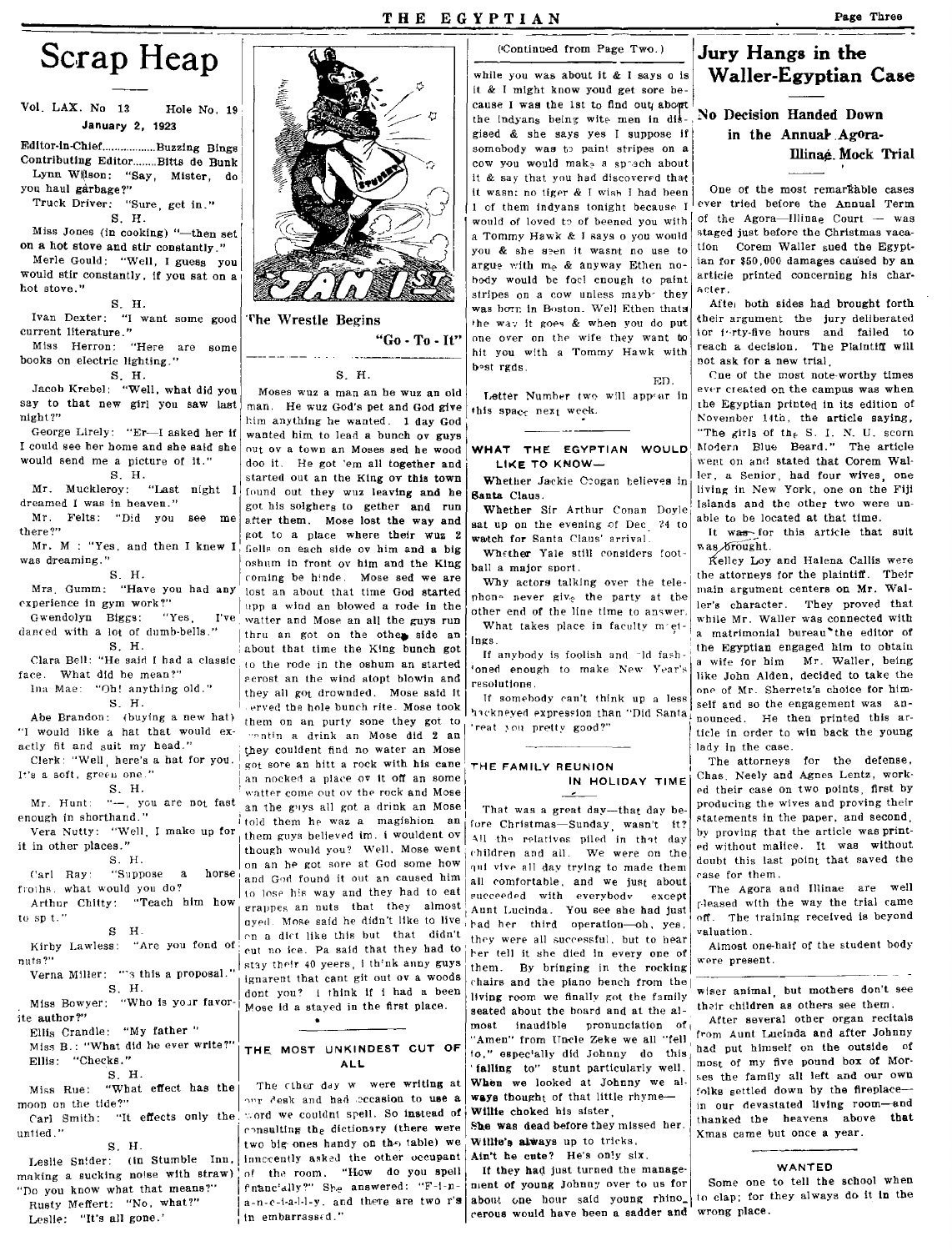# Scrap Heap

Vol. LAX. No 13 Hole No. 19

January 2, 1923

Editor-in-Chief..................Buzzing Bings

Contributing Editor........Bitts de Bunk

Lynn Wilson: "Say, Mister, do you haul garbage?"

Truck Driver: "Sure, get in."

S. H.

Miss Jones (in cooking) "—then set on a hot stove and stir constantly."

Merle Gould: "Well, I guess you would stir constantly, if you sat on a hot stove."

S. H.

Ivan Dexter: "I want some good current literature."

Miss Herron: "Here are some books on electric lighting."

S. H.

Jacob Krebel: "Well, what did you say to that new girl you saw last night?"

George Lirely: "Er—I asked her if I could see her home and she said she would send me a picture of it."

S. H.

Mr. Muckleroy: "Last night I dreamed I was in heaven."

Mr. Felts: "Did you see me there?"

Mr. M: "Yes, and then I knew I was dreaming."

S. H.

Mrs. Gumm: "Have you had any experience in gym work?"

Gwendolyn Biggs: "Yes, I've danced with a lot of dumb-bells."

S. H.

Clara Bell: "He said I had a classic face. What did he mean?"

Ina Mae: "Oh! anything old."

S. H.

Abe Brandon: (buying a new hat) "I would like a hat that would exactly fit and suit my head."

Clerk: "Well, here's a hat for you. It's a soft, green one."

S. H.

Mr. Hunt: "—, you are not fast enough in shorthand."

Vera Nutty: "Well, I make up for it in other places."

S. H.

Carl Ray: "Suppose a horse froths, what would you do?"

Arthur Chitty: "Teach him how to sp t."

S. H.

Kirby Lawless: "Are you fond of nuts?"

Verna Miller: "'s this a proposal."

S. H.

Miss Bowyer: "Who is your favorite author?"

Ellis Crandle: "My father."

Miss B.: "What did he ever write?"

Ellis: "Checks."

S. H.

Miss Rue: "What effect has the moon on the tide?"

Carl Smith: "It effects only the untied."

S. H.

Leslie Snider: (in Stumble Inn, making a sucking noise with straw) "Do you know what that means?"

Rusty Meffert: "No, what?"

Leslie: "It's all gone."

The Wrestle Begins

"Go - To - It"

S. H.

Moses wuz a man an he wuz an old man. He wuz God's pet and God give him anything he wanted. 1 day God wanted him to lead a bunch ov guys out ov a town an Moses sed he wood doo it. He got 'em all together and started out an the King ov this town found out they wuz leaving and he got his solghers to gether and run after them. Mose lost the way and got to a place where their wuz 2 fiells on each side ov him and a big oshum in front ov him and the King coming be hinde. Mose sed we are lost an about that time God started upp a wind an blowed a rode in the watter and Mose an all the guys run thru an got on the other side an about that time the King bunch got to the rode in the oshum an started acrost an the wind stopt blowin and they all got drownded. Mose said it served the hole bunch rite. Mose took them on an purty sone they got to wantin a drink an Mose did 2 an they couldent find no water an Mose got sore an hitt a rock with his cane an nocked a place ov it off an some watter come out ov the rock and Mose an the guys all got a drink an Mose told them he waz a magishion an them guys believed im. i wouldent ov though would you? Well, Mose went on an he got sore at God some how and God found it out an caused him to lose his way and they had to eat grappes an nuts that they almost dyed. Mose said he didn't like to live on a diet like this but that didn't cut no ice. Pa said that they had to stay their 40 yeers, i think anny guys ignarent that cant git out ov a woods dont you? i think if i had a been Mose id a stayed in the first place.

## THE MOST UNKINDEST CUT OF ALL

The other day w were writing at our desk and had occasion to use a word we couldnt spell. So instead of consulting the dictionary (there were two big ones handy on the table) we innocently asked the other occupant of the room. "How do you spell financially?" She answered: "F-i-n-a-n-c-i-a-l-l-y. and there are two r's in embarrassed."

(Continued from Page Two.)

while you was about it & I says o is it & I might know youd get sore because I was the 1st to find out about the Indyans being wite men in disgised & she says yes I suppose if somebody was to paint stripes on a cow you would make a speech about it & say that you had discovered that it wasnt no tiger & I wish I had been 1 of them indyans tonight because I would of loved to of beened you with a Tommy Hawk & I says o you would you & she seen it wasnt no use to argue with me & anyway Ethen nobody would be fool enough to paint stripes on a cow unless mayb they was born in Boston. Well Ethen thats the way it goes & when you do put one over on the wife they want to hit you with a Tommy Hawk with best rgds.

ED.

Letter Number two will appear in this space next week.

## WHAT THE EGYPTIAN WOULD LIKE TO KNOW—

Whether Jackie Coogan believes in Santa Claus.

Whether Sir Arthur Conan Doyle sat up on the evening of Dec. 24 to watch for Santa Claus' arrival.

Whether Yale still considers football a major sport.

Why actors talking over the telephone never give the party at the other end of the line time to answer.

What takes place in faculty meetings.

If anybody is foolish and old fashioned enough to make New Year's resolutions.

If somebody can't think up a less hackneyed expression than "Did Santa treat you pretty good?"

## THE FAMILY REUNION IN HOLIDAY TIME

That was a great day—that day before Christmas—Sunday, wasn't it? All the relatives piled in that day children and all. We were on the qui vive all day trying to made them all comfortable, and we just about succeeded with everybody except Aunt Lucinda. You see she had just had her third operation—oh, yes, they were all successful, but to hear her tell it she died in every one of them. By bringing in the rocking chairs and the piano bench from the living room we finally got the family seated about the board and at the almost inaudible pronunciation of "Amen" from Uncle Zeke we all "fell to," especially did Johnny do this "falling to" stunt particularly well. When we looked at Johnny we always thought of that little rhyme—

Willie choked his sister,
She was dead before they missed her.
Willie's always up to tricks,
Ain't he cute? He's only six.

If they had just turned the management of young Johnny over to us for about one hour said young rhinocerous would have been a sadder and wiser animal, but mothers don't see their children as others see them.

After several other organ recitals from Aunt Lucinda and after Johnny had put himself on the outside of most of my five pound box of Morses the family all left and our own folks settled down by the fireplace—in our devastated living room—and thanked the heavens above that Xmas came but once a year.

## WANTED

Some one to tell the school when to clap; for they always do it in the wrong place.

# Jury Hangs in the Waller-Egyptian Case

## No Decision Handed Down in the Annual Agora-Illinae Mock Trial

One of the most remarkable cases ever tried before the Annual Term of the Agora—Illinae Court — was staged just before the Christmas vacation Corem Waller sued the Egyptian for $50,000 damages caused by an article printed concerning his character.

After both sides had brought forth their argument the jury deliberated for forty-five hours and failed to reach a decision. The Plaintiff will not ask for a new trial.

One of the most note-worthy times ever created on the campus was when the Egyptian printed in its edition of November 14th, the article saying, "The girls of the S. I. N. U. scorn Modern Blue Beard." The article went on and stated that Corem Waller, a Senior, had four wives, one living in New York, one on the Fiji Islands and the other two were unable to be located at that time.

It was for this article that suit was brought.

Kelley Loy and Halena Callis were the attorneys for the plaintiff. Their main argument centers on Mr. Waller's character. They proved that while Mr. Waller was connected with a matrimonial bureau the editor of the Egyptian engaged him to obtain a wife for him Mr. Waller, being like John Alden, decided to take the one of Mr. Sherretz's choice for himself and so the engagement was announced. He then printed this article in order to win back the young lady in the case.

The attorneys for the defense, Chas. Neely and Agnes Lentz, worked their case on two points, first by producing the wives and proving their statements in the paper, and second, by proving that the article was printed without malice. It was without doubt this last point that saved the case for them.

The Agora and Illinae are well pleased with the way the trial came off. The training received is beyond valuation.

Almost one-half of the student body were present.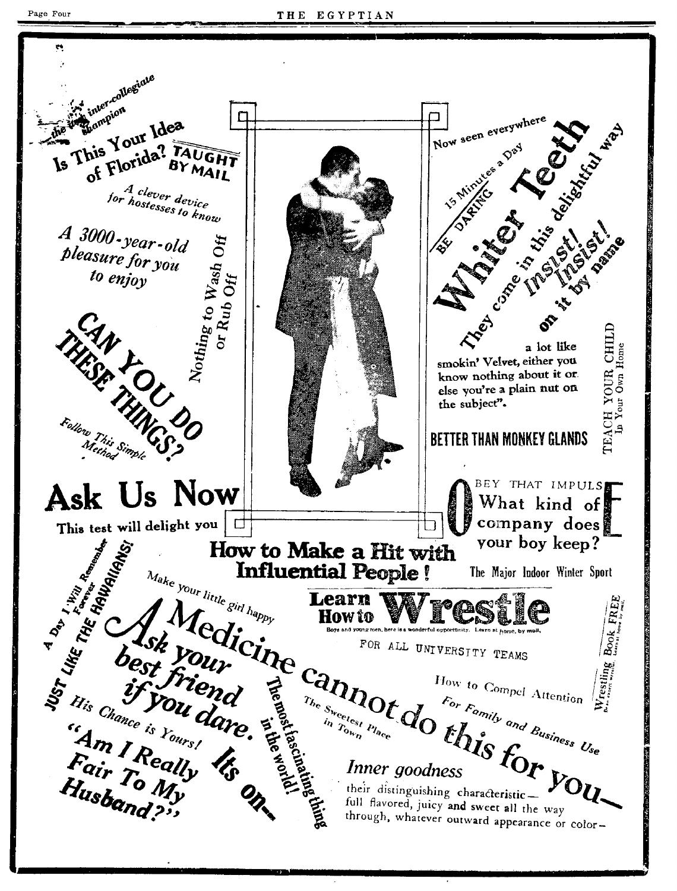the inter-collegiate champion

Is This Your Idea of Florida?

TAUGHT BY MAIL

*A clever device for hostesses to know*

*A 3000-year-old pleasure for you to enjoy*

Nothing to Wash Off or Rub Off

**CAN YOU DO THESE THINGS?**

*Follow This Simple Method*

# Ask Us Now

**This test will delight you**

Now seen everywhere

15 Minutes a Day

BE DARING

**Whiter Teeth**

They come in this delightful way

**Insist! Insist! on it by name**

**a lot like smokin' Velvet, either you know nothing about it or else you're a plain nut on the subject".**

**BETTER THAN MONKEY GLANDS**

TEACH YOUR CHILD In Your Own Home

OBEY THAT IMPULSE

**What kind of company does your boy keep?**

**How to Make a Hit with Influential People!**

The Major Indoor Winter Sport

**Learn How to Wrestle**

Boys and young men, here is a wonderful opportunity. Learn at home, by mail.

FOR ALL UNIVERSITY TEAMS

Wrestling Book FREE

A Day I Will Remember Forever

**JUST LIKE THE HAWAIIANS!**

Make your little girl happy

*Medicine cannot do this for you—*

***Ask your best friend if you dare.***

**The most fascinating thing in the world!**

*His Chance is Yours!*

***Its on—***

***"Am I Really Fair To My Husband?"***

*The Sweetest Place in Town*

How to Compel Attention

*For Family and Business Use*

*Inner goodness*

their distinguishing characteristic— full flavored, juicy and sweet all the way through, whatever outward appearance or color—